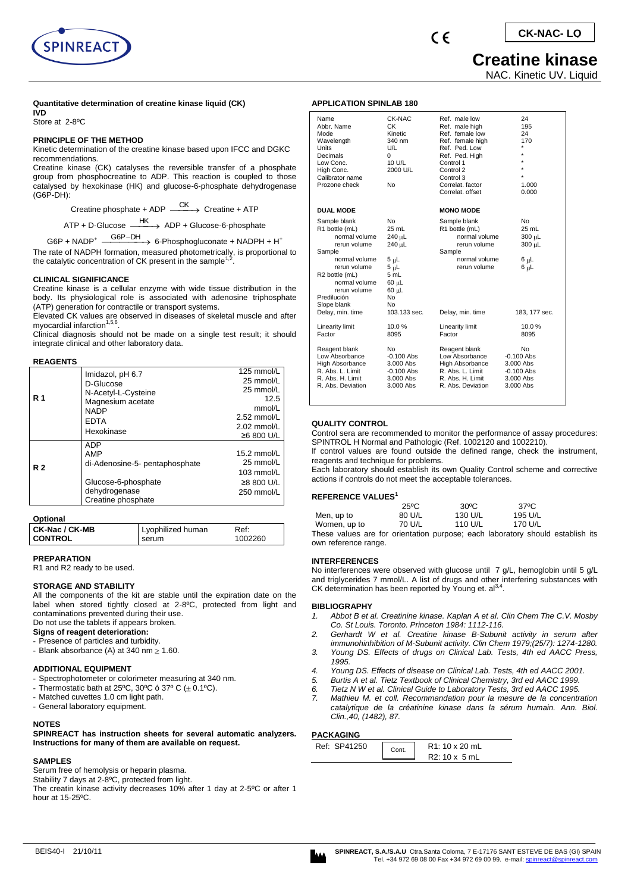**CK-NAC- LO**

# Creatine kinase

NAC. Kinetic UV. Liquid

**Quantitative determination of creatine kinase liquid (CK)**
**IVD**
Store at 2-8ºC

### PRINCIPLE OF THE METHOD

Kinetic determination of the creatine kinase based upon IFCC and DGKC recommendations.

Creatine kinase (CK) catalyses the reversible transfer of a phosphate group from phosphocreatine to ADP. This reaction is coupled to those catalysed by hexokinase (HK) and glucose-6-phosphate dehydrogenase (G6P-DH):

$$\text{Creatine phosphate + ADP} \xrightarrow{\text{CK}} \text{Creatine + ATP}$$

$$\text{ATP + D-Glucose} \xrightarrow{\text{HK}} \text{ADP + Glucose-6-phosphate}$$

$$\text{G6P + NADP}^+ \xrightarrow{\text{G6P-DH}} \text{6-Phosphogluconate + NADPH + H}^+$$

The rate of NADPH formation, measured photometrically, is proportional to the catalytic concentration of CK present in the sample[1,2].

### CLINICAL SIGNIFICANCE

Creatine kinase is a cellular enzyme with wide tissue distribution in the body. Its physiological role is associated with adenosine triphosphate (ATP) generation for contractile or transport systems.

Elevated CK values are observed in diseases of skeletal muscle and after myocardial infarction[1,5,6].

Clinical diagnosis should not be made on a single test result; it should integrate clinical and other laboratory data.

### REAGENTS

| | | |
|---|---|---|
| **R 1** | Imidazol, pH 6.7<br>D-Glucose<br>N-Acetyl-L-Cysteine<br>Magnesium acetate<br>NADP<br>EDTA<br>Hexokinase | 125 mmol/L<br>25 mmol/L<br>25 mmol/L<br>12.5 mmol/L<br>2.52 mmol/L<br>2.02 mmol/L<br>≥6 800 U/L |
| **R 2** | ADP<br>AMP<br>di-Adenosine-5- pentaphosphate<br>Glucose-6-phosphate dehydrogenase<br>Creatine phosphate | 15.2 mmol/L<br>25 mmol/L<br>103 mmol/L<br>≥8 800 U/L<br>250 mmol/L |

**Optional**

| | | |
|---|---|---|
| **CK-Nac / CK-MB CONTROL** | Lyophilized human serum | Ref: 1002260 |

### PREPARATION

R1 and R2 ready to be used.

### STORAGE AND STABILITY

All the components of the kit are stable until the expiration date on the label when stored tightly closed at 2-8ºC, protected from light and contaminations prevented during their use.

Do not use the tablets if appears broken.

**Signs of reagent deterioration:**

- Presence of particles and turbidity.
- Blank absorbance (A) at 340 nm ≥ 1.60.

### ADDITIONAL EQUIPMENT

- Spectrophotometer or colorimeter measuring at 340 nm.
- Thermostatic bath at 25ºC, 30ºC ó 37º C (± 0.1ºC).
- Matched cuvettes 1.0 cm light path.
- General laboratory equipment.

### NOTES

**SPINREACT has instruction sheets for several automatic analyzers. Instructions for many of them are available on request.**

### SAMPLES

Serum free of hemolysis or heparin plasma.

Stability 7 days at 2-8ºC, protected from light.

The creatin kinase activity decreases 10% after 1 day at 2-5ºC or after 1 hour at 15-25ºC.

### APPLICATION SPINLAB 180

| | | | |
|---|---|---|---|
| Name | CK-NAC | Ref. male low | 24 |
| Abbr. Name | CK | Ref. male high | 195 |
| Mode | Kinetic | Ref. female low | 24 |
| Wavelength | 340 nm | Ref. female high | 170 |
| Units | U/L | Ref. Ped. Low | * |
| Decimals | 0 | Ref. Ped. High | * |
| Low Conc. | 10 U/L | Control 1 | * |
| High Conc. | 2000 U/L | Control 2 | * |
| Calibrator name | | Control 3 | * |
| Prozone check | No | Correlat. factor | 1.000 |
| | | Correlat. offset | 0.000 |
| **DUAL MODE** | | **MONO MODE** | |
| Sample blank | No | Sample blank | No |
| R1 bottle (mL) | 25 mL | R1 bottle (mL) | 25 mL |
| normal volume | 240 µL | normal volume | 300 µL |
| rerun volume | 240 µL | rerun volume | 300 µL |
| Sample | | Sample | |
| normal volume | 5 µL | normal volume | 6 µL |
| rerun volume | 5 µL | rerun volume | 6 µL |
| R2 bottle (mL) | 5 mL | | |
| normal volume | 60 µL | | |
| rerun volume | 60 µL | | |
| Predilución | No | | |
| Slope blank | No | | |
| Delay, min. time | 103.133 sec. | Delay, min. time | 183, 177 sec. |
| Linearity limit | 10.0 % | Linearity limit | 10.0 % |
| Factor | 8095 | Factor | 8095 |
| Reagent blank | No | Reagent blank | No |
| Low Absorbance | -0.100 Abs | Low Absorbance | -0.100 Abs |
| High Absorbance | 3.000 Abs | High Absorbance | 3.000 Abs |
| R. Abs. L. Limit | -0.100 Abs | R. Abs. L. Limit | -0.100 Abs |
| R. Abs. H. Limit | 3.000 Abs | R. Abs. H. Limit | 3.000 Abs |
| R. Abs. Deviation | 3.000 Abs | R. Abs. Deviation | 3.000 Abs |

### QUALITY CONTROL

Control sera are recommended to monitor the performance of assay procedures: SPINTROL H Normal and Pathologic (Ref. 1002120 and 1002210).

If control values are found outside the defined range, check the instrument, reagents and technique for problems.

Each laboratory should establish its own Quality Control scheme and corrective actions if controls do not meet the acceptable tolerances.

### REFERENCE VALUES[1]

| | 25ºC | 30ºC | 37ºC |
|---|---|---|---|
| Men, up to | 80 U/L | 130 U/L | 195 U/L |
| Women, up to | 70 U/L | 110 U/L | 170 U/L |

These values are for orientation purpose; each laboratory should establish its own reference range.

### INTERFERENCES

No interferences were observed with glucose until 7 g/L, hemoglobin until 5 g/L and triglycerides 7 mmol/L. A list of drugs and other interfering substances with CK determination has been reported by Young et. al[3,4].

### BIBLIOGRAPHY

1. *Abbot B et al. Creatinine kinase. Kaplan A et al. Clin Chem The C.V. Mosby Co. St Louis. Toronto. Princeton 1984: 1112-116.*
2. *Gerhardt W et al. Creatine kinase B-Subunit activity in serum after immunohinhibition of M-Subunit activity. Clin Chem 1979;(25/7): 1274-1280.*
3. *Young DS. Effects of drugs on Clinical Lab. Tests, 4th ed AACC Press, 1995.*
4. *Young DS. Effects of disease on Clinical Lab. Tests, 4th ed AACC 2001.*
5. *Burtis A et al. Tietz Textbook of Clinical Chemistry, 3rd ed AACC 1999.*
6. *Tietz N W et al. Clinical Guide to Laboratory Tests, 3rd ed AACC 1995.*
7. *Mathieu M. et coll. Recommandation pour la mesure de la concentration catalytique de la créatinine kinase dans la sérum humain. Ann. Biol. Clin.,40, (1482), 87.*

### PACKAGING

| | | |
|---|---|---|
| Ref: SP41250 | Cont. | R1: 10 x 20 mL<br>R2: 10 x 5 mL |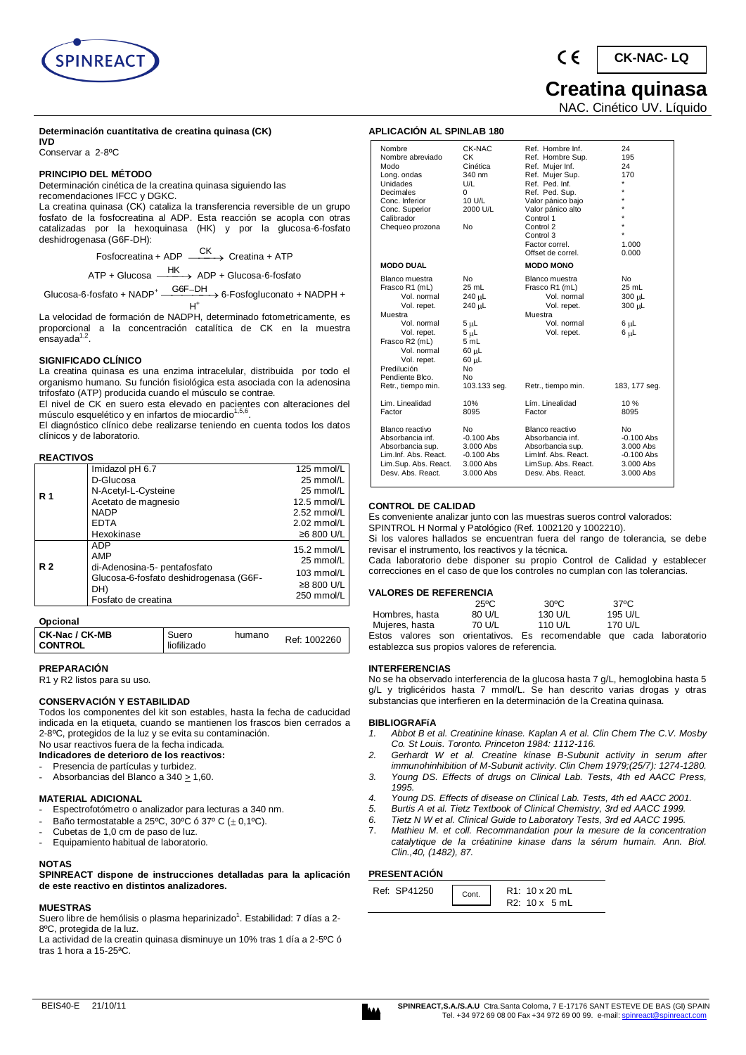CK-NAC- LQ

# Creatina quinasa

NAC. Cinético UV. Líquido

**Determinación cuantitativa de creatina quinasa (CK)**
**IVD**
Conservar a 2-8ºC

## PRINCIPIO DEL MÉTODO

Determinación cinética de la creatina quinasa siguiendo las recomendaciones IFCC y DGKC.

La creatina quinasa (CK) cataliza la transferencia reversible de un grupo fosfato de la fosfocreatina al ADP. Esta reacción se acopla con otras catalizadas por la hexoquinasa (HK) y por la glucosa-6-fosfato deshidrogenasa (G6F-DH):

$$\text{Fosfocreatina + ADP} \xrightarrow{CK} \text{Creatina + ATP}$$

$$\text{ATP + Glucosa} \xrightarrow{HK} \text{ADP + Glucosa-6-fosfato}$$

$$\text{Glucosa-6-fosfato + NADP}^+ \xrightarrow{G6F-DH} \text{6-Fosfogluconato + NADPH + H}^+$$

La velocidad de formación de NADPH, determinado fotometricamente, es proporcional a la concentración catalítica de CK en la muestra ensayada[1,2].

## SIGNIFICADO CLÍNICO

La creatina quinasa es una enzima intracelular, distribuida por todo el organismo humano. Su función fisiológica esta asociada con la adenosina trifosfato (ATP) producida cuando el músculo se contrae.

El nivel de CK en suero esta elevado en pacientes con alteraciones del músculo esquelético y en infartos de miocardio[1,5,6].

El diagnóstico clínico debe realizarse teniendo en cuenta todos los datos clínicos y de laboratorio.

## REACTIVOS

| | | |
|---|---|---|
| R 1 | Imidazol pH 6.7 | 125 mmol/L |
| | D-Glucosa | 25 mmol/L |
| | N-Acetyl-L-Cysteine | 25 mmol/L |
| | Acetato de magnesio | 12.5 mmol/L |
| | NADP | 2.52 mmol/L |
| | EDTA | 2.02 mmol/L |
| | Hexokinase | ≥6 800 U/L |
| R 2 | ADP | 15.2 mmol/L |
| | AMP | 25 mmol/L |
| | di-Adenosina-5- pentafosfato | 103 mmol/L |
| | Glucosa-6-fosfato deshidrogenasa (G6F-DH) | ≥8 800 U/L |
| | Fosfato de creatina | 250 mmol/L |

**Opcional**

| | | | |
|---|---|---|---|
| **CK-Nac / CK-MB CONTROL** | Suero liofilizado | humano | Ref: 1002260 |

## PREPARACIÓN

R1 y R2 listos para su uso.

## CONSERVACIÓN Y ESTABILIDAD

Todos los componentes del kit son estables, hasta la fecha de caducidad indicada en la etiqueta, cuando se mantienen los frascos bien cerrados a 2-8ºC, protegidos de la luz y se evita su contaminación.

No usar reactivos fuera de la fecha indicada.

**Indicadores de deterioro de los reactivos:**

- Presencia de partículas y turbidez.
- Absorbancias del Blanco a 340 ≥ 1,60.

## MATERIAL ADICIONAL

- Espectrofotómetro o analizador para lecturas a 340 nm.
- Baño termostatable a 25ºC, 30ºC ó 37º C (± 0,1ºC).
- Cubetas de 1,0 cm de paso de luz.
- Equipamiento habitual de laboratorio.

## NOTAS

**SPINREACT dispone de instrucciones detalladas para la aplicación de este reactivo en distintos analizadores.**

## MUESTRAS

Suero libre de hemólisis o plasma heparinizado[1]. Estabilidad: 7 días a 2-8ºC, protegida de la luz.

La actividad de la creatin quinasa disminuye un 10% tras 1 día a 2-5ºC ó tras 1 hora a 15-25ªC.

## APLICACIÓN AL SPINLAB 180

| | | | |
|---|---|---|---|
| Nombre | CK-NAC | Ref. Hombre Inf. | 24 |
| Nombre abreviado | CK | Ref. Hombre Sup. | 195 |
| Modo | Cinética | Ref. Mujer Inf. | 24 |
| Long. ondas | 340 nm | Ref. Mujer Sup. | 170 |
| Unidades | U/L | Ref. Ped. Inf. | * |
| Decimales | 0 | Ref. Ped. Sup. | * |
| Conc. Inferior | 10 U/L | Valor pánico bajo | * |
| Conc. Superior | 2000 U/L | Valor pánico alto | * |
| Calibrador | | Control 1 | * |
| Chequeo prozona | No | Control 2 | * |
| | | Control 3 | * |
| | | Factor correl. | 1.000 |
| | | Offset de correl. | 0.000 |
| **MODO DUAL** | | **MODO MONO** | |
| Blanco muestra | No | Blanco muestra | No |
| Frasco R1 (mL) | 25 mL | Frasco R1 (mL) | 25 mL |
| Vol. normal | 240 µL | Vol. normal | 300 µL |
| Vol. repet. | 240 µL | Vol. repet. | 300 µL |
| Muestra | | Muestra | |
| Vol. normal | 5 µL | Vol. normal | 6 µL |
| Vol. repet. | 5 µL | Vol. repet. | 6 µL |
| Frasco R2 (mL) | 5 mL | | |
| Vol. normal | 60 µL | | |
| Vol. repet. | 60 µL | | |
| Predilución | No | | |
| Pendiente Blco. | No | | |
| Retr., tiempo min. | 103.133 seg. | Retr., tiempo min. | 183, 177 seg. |
| Lím. Linealidad | 10% | Lím. Linealidad | 10 % |
| Factor | 8095 | Factor | 8095 |
| Blanco reactivo | No | Blanco reactivo | No |
| Absorbancia inf. | -0.100 Abs | Absorbancia inf. | -0.100 Abs |
| Absorbancia sup. | 3.000 Abs | Absorbancia sup. | 3.000 Abs |
| Lim.Inf. Abs. React. | -0.100 Abs | LimInf. Abs. React. | -0.100 Abs |
| Lim.Sup. Abs. React. | 3.000 Abs | LimSup. Abs. React. | 3.000 Abs |
| Desv. Abs. React. | 3.000 Abs | Desv. Abs. React. | 3.000 Abs |

## CONTROL DE CALIDAD

Es conveniente analizar junto con las muestras sueros control valorados: SPINTROL H Normal y Patológico (Ref. 1002120 y 1002210).

Si los valores hallados se encuentran fuera del rango de tolerancia, se debe revisar el instrumento, los reactivos y la técnica.

Cada laboratorio debe disponer su propio Control de Calidad y establecer correcciones en el caso de que los controles no cumplan con las tolerancias.

## VALORES DE REFERENCIA

| | 25ºC | 30ºC | 37ºC |
|---|---|---|---|
| Hombres, hasta | 80 U/L | 130 U/L | 195 U/L |
| Mujeres, hasta | 70 U/L | 110 U/L | 170 U/L |

Estos valores son orientativos. Es recomendable que cada laboratorio establezca sus propios valores de referencia.

## INTERFERENCIAS

No se ha observado interferencia de la glucosa hasta 7 g/L, hemoglobina hasta 5 g/L y triglicéridos hasta 7 mmol/L. Se han descrito varias drogas y otras substancias que interfieren en la determinación de la Creatina quinasa.

## BIBLIOGRAFÍA

1. *Abbot B et al. Creatinine kinase. Kaplan A et al. Clin Chem The C.V. Mosby Co. St Louis. Toronto. Princeton 1984: 1112-116.*
2. *Gerhardt W et al. Creatine kinase B-Subunit activity in serum after immunohinhibition of M-Subunit activity. Clin Chem 1979;(25/7): 1274-1280.*
3. *Young DS. Effects of drugs on Clinical Lab. Tests, 4th ed AACC Press, 1995.*
4. *Young DS. Effects of disease on Clinical Lab. Tests, 4th ed AACC 2001.*
5. *Burtis A et al. Tietz Textbook of Clinical Chemistry, 3rd ed AACC 1999.*
6. *Tietz N W et al. Clinical Guide to Laboratory Tests, 3rd ed AACC 1995.*
7. *Mathieu M. et coll. Recommandation pour la mesure de la concentration catalytique de la créatinine kinase dans la sérum humain. Ann. Biol. Clin.,40, (1482), 87.*

## PRESENTACIÓN

| | | |
|---|---|---|
| Ref: SP41250 | Cont. | R1: 10 x 20 mL<br>R2: 10 x 5 mL |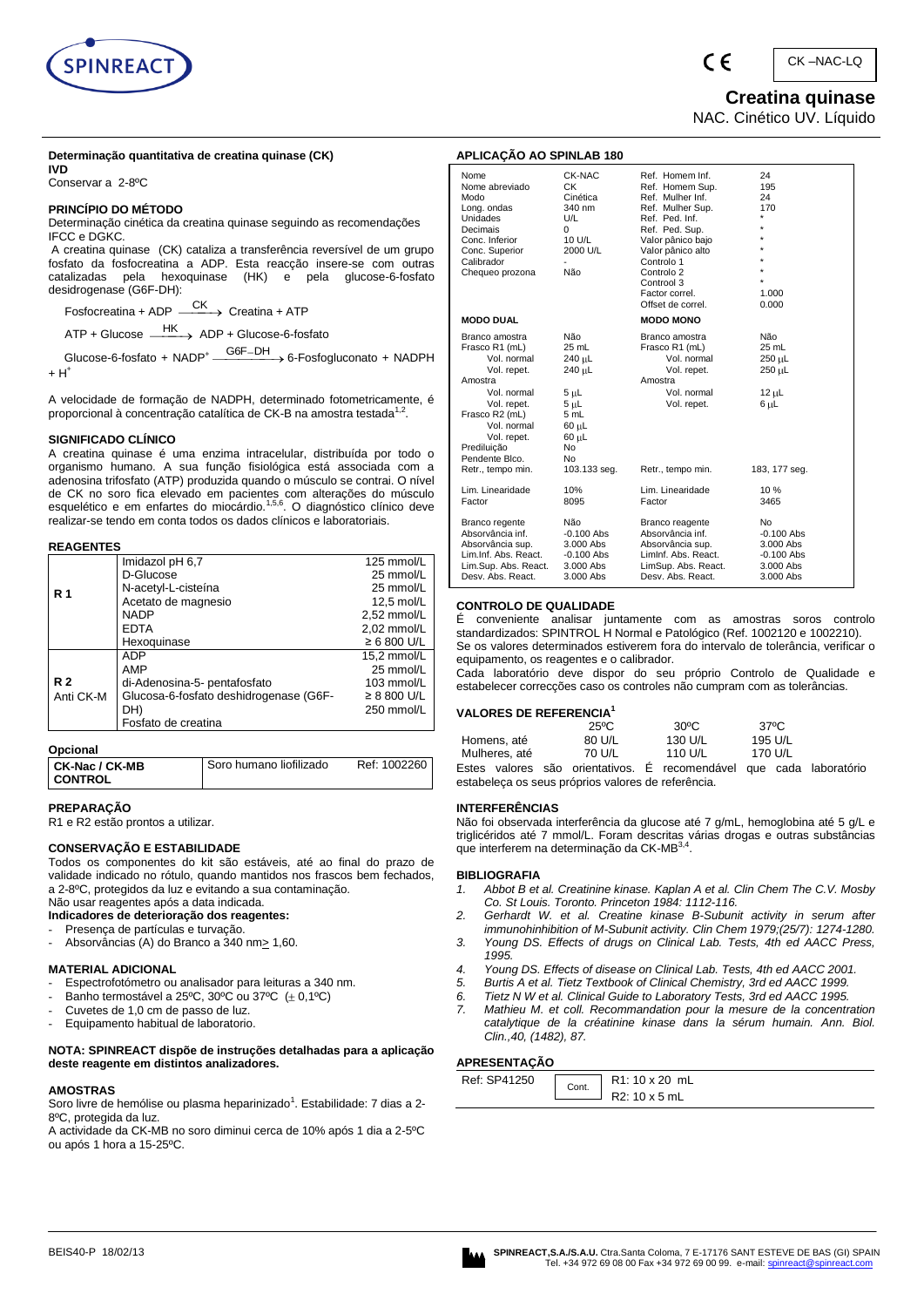CK –NAC-LQ

# Creatina quinase

NAC. Cinético UV. Líquido

**Determinação quantitativa de creatina quinase (CK)**
**IVD**
Conservar a 2-8ºC

## PRINCÍPIO DO MÉTODO

Determinação cinética da creatina quinase seguindo as recomendações IFCC e DGKC.

A creatina quinase (CK) cataliza a transferência reversível de um grupo fosfato da fosfocreatina a ADP. Esta reacção insere-se com outras catalizadas pela hexoquinase (HK) e pela glucose-6-fosfato desidrogenase (G6F-DH):

$$\text{Fosfocreatina} + \text{ADP} \xrightarrow{CK} \text{Creatina} + \text{ATP}$$

$$\text{ATP} + \text{Glucose} \xrightarrow{HK} \text{ADP} + \text{Glucose-6-fosfato}$$

$$\text{Glucose-6-fosfato} + \text{NADP}^+ \xrightarrow{G6F-DH} \text{6-Fosfogluconato} + \text{NADPH} + \text{H}^+$$

A velocidade de formação de NADPH, determinado fotometricamente, é proporcional à concentração catalítica de CK-B na amostra testada[1,2].

## SIGNIFICADO CLÍNICO

A creatina quinase é uma enzima intracelular, distribuída por todo o organismo humano. A sua função fisiológica está associada com a adenosina trifosfato (ATP) produzida quando o músculo se contrai. O nível de CK no soro fica elevado em pacientes com alterações do músculo esquelético e em enfartes do miocárdio.[1,5,6]. O diagnóstico clínico deve realizar-se tendo em conta todos os dados clínicos e laboratoriais.

## REAGENTES

| | | |
|---|---|---|
| **R 1** | Imidazol pH 6,7 | 125 mmol/L |
| | D-Glucose | 25 mmol/L |
| | N-acetyl-L-cisteína | 25 mmol/L |
| | Acetato de magnesio | 12,5 mol/L |
| | NADP | 2,52 mmol/L |
| | EDTA | 2,02 mmol/L |
| | Hexoquinase | ≥ 6 800 U/L |
| **R 2** Anti CK-M | ADP | 15,2 mmol/L |
| | AMP | 25 mmol/L |
| | di-Adenosina-5- pentafosfato | 103 mmol/L |
| | Glucosa-6-fosfato deshidrogenase (G6F-DH) | ≥ 8 800 U/L |
| | Fosfato de creatina | 250 mmol/L |

**Opcional**

| | | |
|---|---|---|
| **CK-Nac / CK-MB CONTROL** | Soro humano liofilizado | Ref: 1002260 |

## PREPARAÇÃO

R1 e R2 estão prontos a utilizar.

## CONSERVAÇÃO E ESTABILIDADE

Todos os componentes do kit são estáveis, até ao final do prazo de validade indicado no rótulo, quando mantidos nos frascos bem fechados, a 2-8ºC, protegidos da luz e evitando a sua contaminação.
Não usar reagentes após a data indicada.

**Indicadores de deterioração dos reagentes:**

- Presença de partículas e turvação.
- Absorvâncias (A) do Branco a 340 nm≥ 1,60.

## MATERIAL ADICIONAL

- Espectrofotómetro ou analisador para leituras a 340 nm.
- Banho termostável a 25ºC, 30ºC ou 37ºC (± 0,1ºC)
- Cuvetes de 1,0 cm de passo de luz.
- Equipamento habitual de laboratorio.

**NOTA: SPINREACT dispõe de instruções detalhadas para a aplicação deste reagente em distintos analizadores.**

## AMOSTRAS

Soro livre de hemólise ou plasma heparinizado[1]. Estabilidade: 7 dias a 2-8ºC, protegida da luz.
A actividade da CK-MB no soro diminui cerca de 10% após 1 dia a 2-5ºC ou após 1 hora a 15-25ºC.

## APLICAÇÃO AO SPINLAB 180

| | | | |
|---|---|---|---|
| Nome | CK-NAC | Ref. Homem Inf. | 24 |
| Nome abreviado | CK | Ref. Homem Sup. | 195 |
| Modo | Cinética | Ref. Mulher Inf. | 24 |
| Long. ondas | 340 nm | Ref. Mulher Sup. | 170 |
| Unidades | U/L | Ref. Ped. Inf. | * |
| Decimais | 0 | Ref. Ped. Sup. | * |
| Conc. Inferior | 10 U/L | Valor pânico bajo | * |
| Conc. Superior | 2000 U/L | Valor pânico alto | * |
| Calibrador | - | Controlo 1 | * |
| Chequeo prozona | Não | Controlo 2 | * |
| | | Controol 3 | * |
| | | Factor correl. | 1.000 |
| | | Offset de correl. | 0.000 |
| **MODO DUAL** | | **MODO MONO** | |
| Branco amostra | Não | Branco amostra | Não |
| Frasco R1 (mL) | 25 mL | Frasco R1 (mL) | 25 mL |
| Vol. normal | 240 µL | Vol. normal | 250 µL |
| Vol. repet. | 240 µL | Vol. repet. | 250 µL |
| Amostra | | Amostra | |
| Vol. normal | 5 µL | Vol. normal | 12 µL |
| Vol. repet. | 5 µL | Vol. repet. | 6 µL |
| Frasco R2 (mL) | 5 mL | | |
| Vol. normal | 60 µL | | |
| Vol. repet. | 60 µL | | |
| Prediluição | No | | |
| Pendente Blco. | No | | |
| Retr., tempo min. | 103.133 seg. | Retr., tempo min. | 183, 177 seg. |
| Lim. Linearidade | 10% | Lim. Linearidade | 10 % |
| Factor | 8095 | Factor | 3465 |
| Branco regente | Não | Branco reagente | No |
| Absorvância inf. | -0.100 Abs | Absorvância inf. | -0.100 Abs |
| Absorvância sup. | 3.000 Abs | Absorvância sup. | 3.000 Abs |
| Lim.Inf. Abs. React. | -0.100 Abs | LimInf. Abs. React. | -0.100 Abs |
| Lim.Sup. Abs. React. | 3.000 Abs | LimSup. Abs. React. | 3.000 Abs |
| Desv. Abs. React. | 3.000 Abs | Desv. Abs. React. | 3.000 Abs |

## CONTROLO DE QUALIDADE

É conveniente analisar juntamente com as amostras soros controlo standardizados: SPINTROL H Normal e Patológico (Ref. 1002120 e 1002210).
Se os valores determinados estiverem fora do intervalo de tolerância, verificar o equipamento, os reagentes e o calibrador.
Cada laboratório deve dispor do seu próprio Controlo de Qualidade e estabelecer correcções caso os controles não cumpram com as tolerâncias.

## VALORES DE REFERENCIA[1]

| | 25ºC | 30ºC | 37ºC |
|---|---|---|---|
| Homens, até | 80 U/L | 130 U/L | 195 U/L |
| Mulheres, até | 70 U/L | 110 U/L | 170 U/L |

Estes valores são orientativos. É recomendável que cada laboratório estabeleça os seus próprios valores de referência.

## INTERFERÊNCIAS

Não foi observada interferência da glucose até 7 g/mL, hemoglobina até 5 g/L e triglicéridos até 7 mmol/L. Foram descritas várias drogas e outras substâncias que interferem na determinação da CK-MB[3,4].

## BIBLIOGRAFIA

1. *Abbot B et al. Creatinine kinase. Kaplan A et al. Clin Chem The C.V. Mosby Co. St Louis. Toronto. Princeton 1984: 1112-116.*
2. *Gerhardt W. et al. Creatine kinase B-Subunit activity in serum after immunohinhibition of M-Subunit activity. Clin Chem 1979;(25/7): 1274-1280.*
3. *Young DS. Effects of drugs on Clinical Lab. Tests, 4th ed AACC Press, 1995.*
4. *Young DS. Effects of disease on Clinical Lab. Tests, 4th ed AACC 2001.*
5. *Burtis A et al. Tietz Textbook of Clinical Chemistry, 3rd ed AACC 1999.*
6. *Tietz N W et al. Clinical Guide to Laboratory Tests, 3rd ed AACC 1995.*
7. *Mathieu M. et coll. Recommandation pour la mesure de la concentration catalytique de la créatinine kinase dans la sérum humain. Ann. Biol. Clin.,40, (1482), 87.*

## APRESENTAÇÃO

| | | |
|---|---|---|
| Ref: SP41250 | Cont. | R1: 10 x 20 mL<br>R2: 10 x 5 mL |

BEIS40-P 18/02/13

**SPINREACT,S.A./S.A.U.** Ctra.Santa Coloma, 7 E-17176 SANT ESTEVE DE BAS (GI) SPAIN
Tel. +34 972 69 08 00 Fax +34 972 69 00 99. e-mail: spinreact@spinreact.com